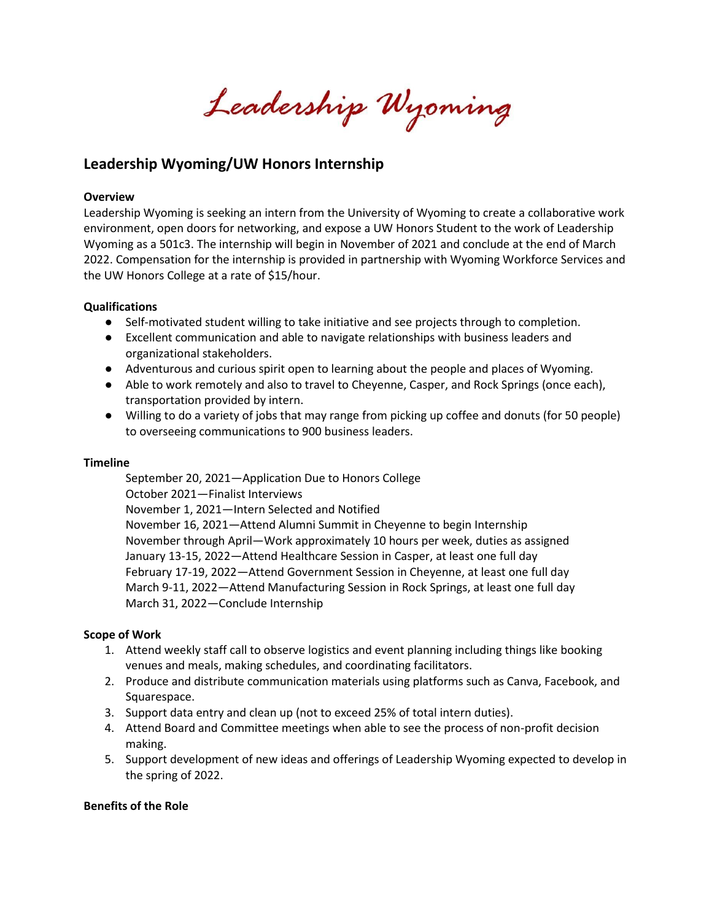# Leadership Wyoming

## Leadership Wyoming/UW Honors Internship

**Overview**

Leadership Wyoming is seeking an intern from the University of Wyoming to create a collaborative work environment, open doors for networking, and expose a UW Honors Student to the work of Leadership Wyoming as a 501c3. The internship will begin in November of 2021 and conclude at the end of March 2022. Compensation for the internship is provided in partnership with Wyoming Workforce Services and the UW Honors College at a rate of $15/hour.

**Qualifications**

- Self-motivated student willing to take initiative and see projects through to completion.
- Excellent communication and able to navigate relationships with business leaders and organizational stakeholders.
- Adventurous and curious spirit open to learning about the people and places of Wyoming.
- Able to work remotely and also to travel to Cheyenne, Casper, and Rock Springs (once each), transportation provided by intern.
- Willing to do a variety of jobs that may range from picking up coffee and donuts (for 50 people) to overseeing communications to 900 business leaders.

**Timeline**

September 20, 2021—Application Due to Honors College
October 2021—Finalist Interviews
November 1, 2021—Intern Selected and Notified
November 16, 2021—Attend Alumni Summit in Cheyenne to begin Internship
November through April—Work approximately 10 hours per week, duties as assigned
January 13-15, 2022—Attend Healthcare Session in Casper, at least one full day
February 17-19, 2022—Attend Government Session in Cheyenne, at least one full day
March 9-11, 2022—Attend Manufacturing Session in Rock Springs, at least one full day
March 31, 2022—Conclude Internship

**Scope of Work**

1. Attend weekly staff call to observe logistics and event planning including things like booking venues and meals, making schedules, and coordinating facilitators.
2. Produce and distribute communication materials using platforms such as Canva, Facebook, and Squarespace.
3. Support data entry and clean up (not to exceed 25% of total intern duties).
4. Attend Board and Committee meetings when able to see the process of non-profit decision making.
5. Support development of new ideas and offerings of Leadership Wyoming expected to develop in the spring of 2022.

**Benefits of the Role**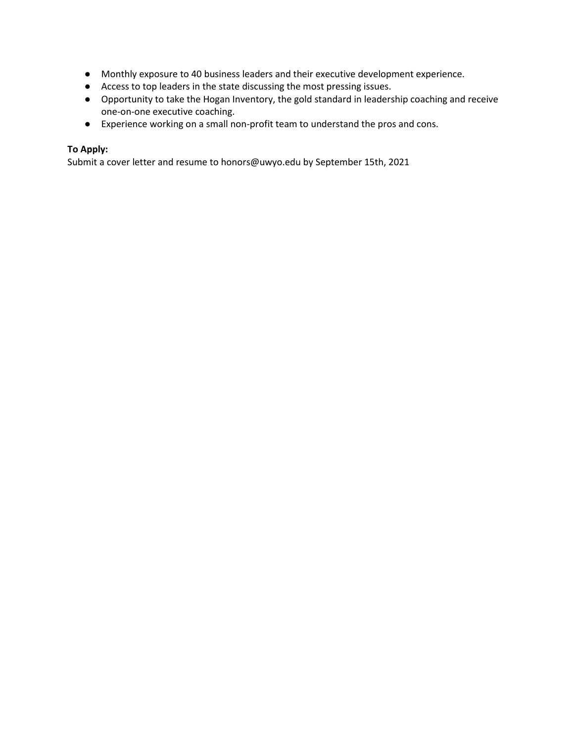- Monthly exposure to 40 business leaders and their executive development experience.
- Access to top leaders in the state discussing the most pressing issues.
- Opportunity to take the Hogan Inventory, the gold standard in leadership coaching and receive one-on-one executive coaching.
- Experience working on a small non-profit team to understand the pros and cons.

**To Apply:**

Submit a cover letter and resume to honors@uwyo.edu by September 15th, 2021